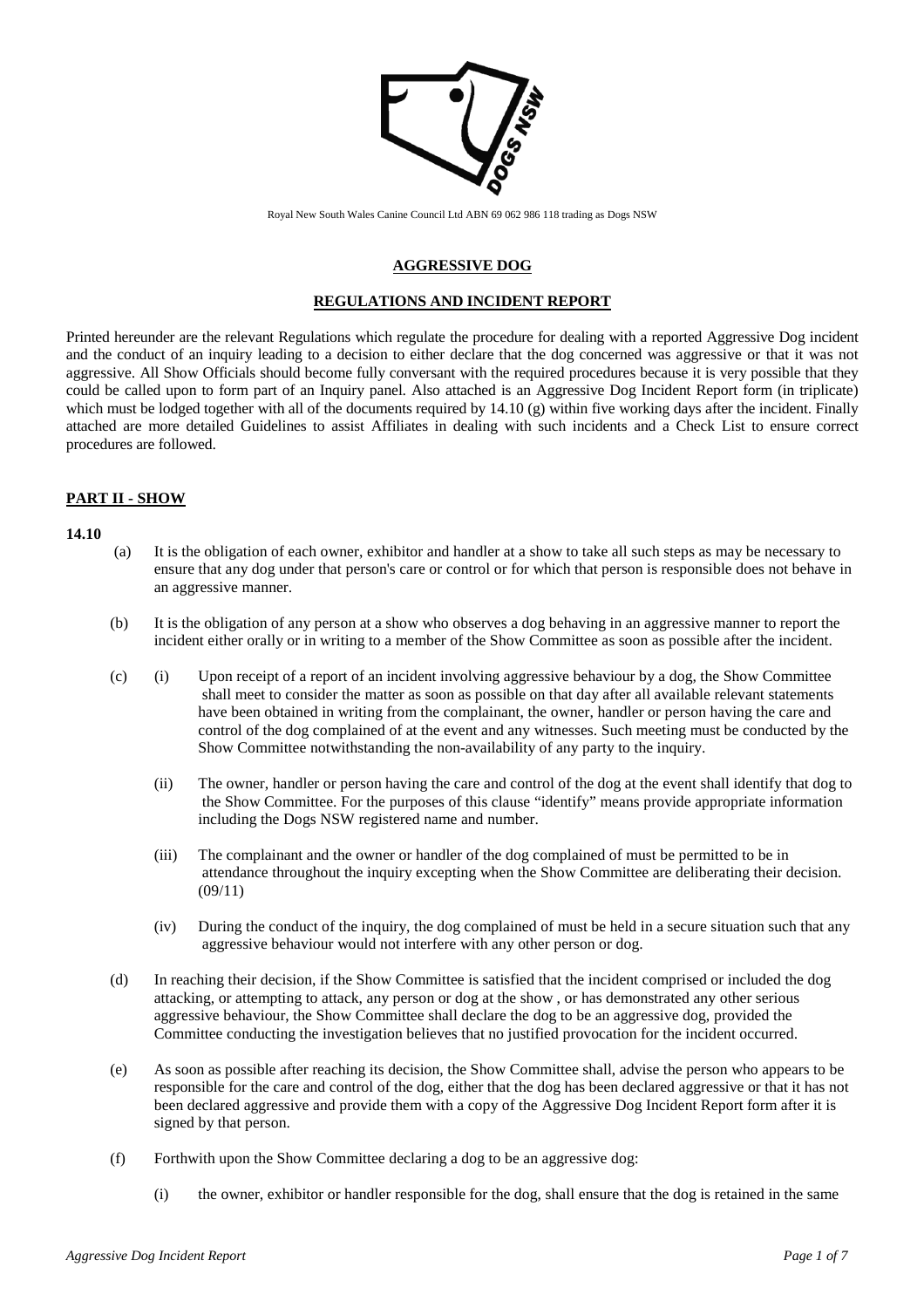Royal New South Wales Canine Council Ltd ABN 69 062 986 118 trading as Dogs NSW

## AGGRESSIVE DOG

## REGULATIONS AND INCIDENT REPORT

Printed hereunder are the relevant Regulations which regulate the procedure for dealing with a reported Aggressive Dog incident and the conduct of an inquiry leading to a decision to either declare that the dog concerned was aggressive or that it was not aggressive. All Show Officials should become fully conversant with the required procedures because it is very possible that they could be called upon to form part of an Inquiry panel. Also attached is an Aggressive Dog Incident Report form (in triplicate) which must be lodged together with all of the documents required by 14.10 (g) within five working days after the incident. Finally attached are more detailed Guidelines to assist Affiliates in dealing with such incidents and a Check List to ensure correct procedures are followed.

### PART II - SHOW

**14.10**

(a) It is the obligation of each owner, exhibitor and handler at a show to take all such steps as may be necessary to ensure that any dog under that person's care or control or for which that person is responsible does not behave in an aggressive manner.

(b) It is the obligation of any person at a show who observes a dog behaving in an aggressive manner to report the incident either orally or in writing to a member of the Show Committee as soon as possible after the incident.

(c) (i) Upon receipt of a report of an incident involving aggressive behaviour by a dog, the Show Committee shall meet to consider the matter as soon as possible on that day after all available relevant statements have been obtained in writing from the complainant, the owner, handler or person having the care and control of the dog complained of at the event and any witnesses. Such meeting must be conducted by the Show Committee notwithstanding the non-availability of any party to the inquiry.

(ii) The owner, handler or person having the care and control of the dog at the event shall identify that dog to the Show Committee. For the purposes of this clause "identify" means provide appropriate information including the Dogs NSW registered name and number.

(iii) The complainant and the owner or handler of the dog complained of must be permitted to be in attendance throughout the inquiry excepting when the Show Committee are deliberating their decision. (09/11)

(iv) During the conduct of the inquiry, the dog complained of must be held in a secure situation such that any aggressive behaviour would not interfere with any other person or dog.

(d) In reaching their decision, if the Show Committee is satisfied that the incident comprised or included the dog attacking, or attempting to attack, any person or dog at the show , or has demonstrated any other serious aggressive behaviour, the Show Committee shall declare the dog to be an aggressive dog, provided the Committee conducting the investigation believes that no justified provocation for the incident occurred.

(e) As soon as possible after reaching its decision, the Show Committee shall, advise the person who appears to be responsible for the care and control of the dog, either that the dog has been declared aggressive or that it has not been declared aggressive and provide them with a copy of the Aggressive Dog Incident Report form after it is signed by that person.

(f) Forthwith upon the Show Committee declaring a dog to be an aggressive dog:

(i) the owner, exhibitor or handler responsible for the dog, shall ensure that the dog is retained in the same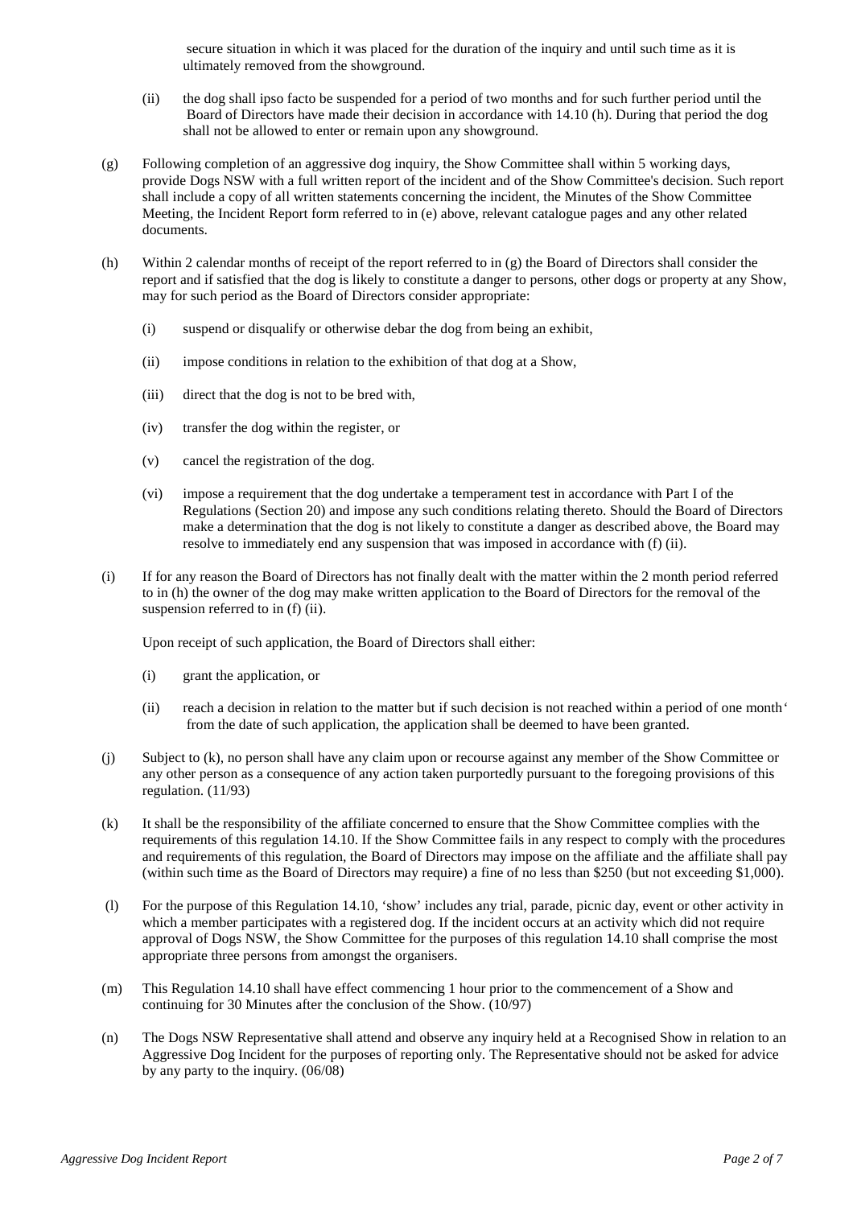secure situation in which it was placed for the duration of the inquiry and until such time as it is ultimately removed from the showground.

(ii) the dog shall ipso facto be suspended for a period of two months and for such further period until the Board of Directors have made their decision in accordance with 14.10 (h). During that period the dog shall not be allowed to enter or remain upon any showground.

(g) Following completion of an aggressive dog inquiry, the Show Committee shall within 5 working days, provide Dogs NSW with a full written report of the incident and of the Show Committee's decision. Such report shall include a copy of all written statements concerning the incident, the Minutes of the Show Committee Meeting, the Incident Report form referred to in (e) above, relevant catalogue pages and any other related documents.

(h) Within 2 calendar months of receipt of the report referred to in (g) the Board of Directors shall consider the report and if satisfied that the dog is likely to constitute a danger to persons, other dogs or property at any Show, may for such period as the Board of Directors consider appropriate:

(i) suspend or disqualify or otherwise debar the dog from being an exhibit,

(ii) impose conditions in relation to the exhibition of that dog at a Show,

(iii) direct that the dog is not to be bred with,

(iv) transfer the dog within the register, or

(v) cancel the registration of the dog.

(vi) impose a requirement that the dog undertake a temperament test in accordance with Part I of the Regulations (Section 20) and impose any such conditions relating thereto. Should the Board of Directors make a determination that the dog is not likely to constitute a danger as described above, the Board may resolve to immediately end any suspension that was imposed in accordance with (f) (ii).

(i) If for any reason the Board of Directors has not finally dealt with the matter within the 2 month period referred to in (h) the owner of the dog may make written application to the Board of Directors for the removal of the suspension referred to in (f) (ii).

Upon receipt of such application, the Board of Directors shall either:

(i) grant the application, or

(ii) reach a decision in relation to the matter but if such decision is not reached within a period of one month' from the date of such application, the application shall be deemed to have been granted.

(j) Subject to (k), no person shall have any claim upon or recourse against any member of the Show Committee or any other person as a consequence of any action taken purportedly pursuant to the foregoing provisions of this regulation. (11/93)

(k) It shall be the responsibility of the affiliate concerned to ensure that the Show Committee complies with the requirements of this regulation 14.10. If the Show Committee fails in any respect to comply with the procedures and requirements of this regulation, the Board of Directors may impose on the affiliate and the affiliate shall pay (within such time as the Board of Directors may require) a fine of no less than $250 (but not exceeding $1,000).

(l) For the purpose of this Regulation 14.10, 'show' includes any trial, parade, picnic day, event or other activity in which a member participates with a registered dog. If the incident occurs at an activity which did not require approval of Dogs NSW, the Show Committee for the purposes of this regulation 14.10 shall comprise the most appropriate three persons from amongst the organisers.

(m) This Regulation 14.10 shall have effect commencing 1 hour prior to the commencement of a Show and continuing for 30 Minutes after the conclusion of the Show. (10/97)

(n) The Dogs NSW Representative shall attend and observe any inquiry held at a Recognised Show in relation to an Aggressive Dog Incident for the purposes of reporting only. The Representative should not be asked for advice by any party to the inquiry. (06/08)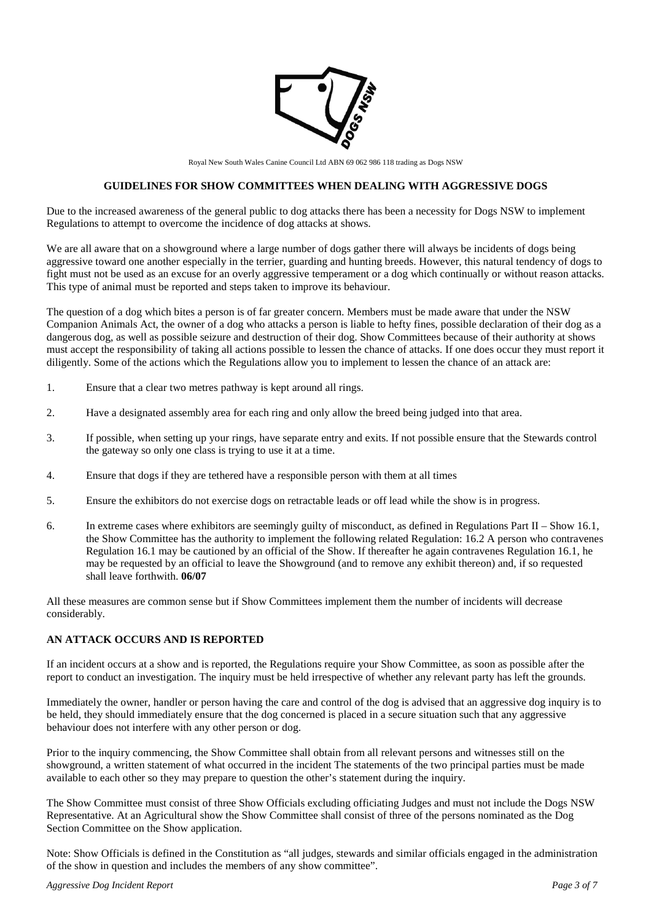Royal New South Wales Canine Council Ltd ABN 69 062 986 118 trading as Dogs NSW

## GUIDELINES FOR SHOW COMMITTEES WHEN DEALING WITH AGGRESSIVE DOGS

Due to the increased awareness of the general public to dog attacks there has been a necessity for Dogs NSW to implement Regulations to attempt to overcome the incidence of dog attacks at shows.

We are all aware that on a showground where a large number of dogs gather there will always be incidents of dogs being aggressive toward one another especially in the terrier, guarding and hunting breeds. However, this natural tendency of dogs to fight must not be used as an excuse for an overly aggressive temperament or a dog which continually or without reason attacks. This type of animal must be reported and steps taken to improve its behaviour.

The question of a dog which bites a person is of far greater concern. Members must be made aware that under the NSW Companion Animals Act, the owner of a dog who attacks a person is liable to hefty fines, possible declaration of their dog as a dangerous dog, as well as possible seizure and destruction of their dog. Show Committees because of their authority at shows must accept the responsibility of taking all actions possible to lessen the chance of attacks. If one does occur they must report it diligently. Some of the actions which the Regulations allow you to implement to lessen the chance of an attack are:

1. Ensure that a clear two metres pathway is kept around all rings.
2. Have a designated assembly area for each ring and only allow the breed being judged into that area.
3. If possible, when setting up your rings, have separate entry and exits. If not possible ensure that the Stewards control the gateway so only one class is trying to use it at a time.
4. Ensure that dogs if they are tethered have a responsible person with them at all times
5. Ensure the exhibitors do not exercise dogs on retractable leads or off lead while the show is in progress.
6. In extreme cases where exhibitors are seemingly guilty of misconduct, as defined in Regulations Part II – Show 16.1, the Show Committee has the authority to implement the following related Regulation: 16.2 A person who contravenes Regulation 16.1 may be cautioned by an official of the Show. If thereafter he again contravenes Regulation 16.1, he may be requested by an official to leave the Showground (and to remove any exhibit thereon) and, if so requested shall leave forthwith. **06/07**

All these measures are common sense but if Show Committees implement them the number of incidents will decrease considerably.

### AN ATTACK OCCURS AND IS REPORTED

If an incident occurs at a show and is reported, the Regulations require your Show Committee, as soon as possible after the report to conduct an investigation. The inquiry must be held irrespective of whether any relevant party has left the grounds.

Immediately the owner, handler or person having the care and control of the dog is advised that an aggressive dog inquiry is to be held, they should immediately ensure that the dog concerned is placed in a secure situation such that any aggressive behaviour does not interfere with any other person or dog.

Prior to the inquiry commencing, the Show Committee shall obtain from all relevant persons and witnesses still on the showground, a written statement of what occurred in the incident The statements of the two principal parties must be made available to each other so they may prepare to question the other's statement during the inquiry.

The Show Committee must consist of three Show Officials excluding officiating Judges and must not include the Dogs NSW Representative. At an Agricultural show the Show Committee shall consist of three of the persons nominated as the Dog Section Committee on the Show application.

Note: Show Officials is defined in the Constitution as "all judges, stewards and similar officials engaged in the administration of the show in question and includes the members of any show committee".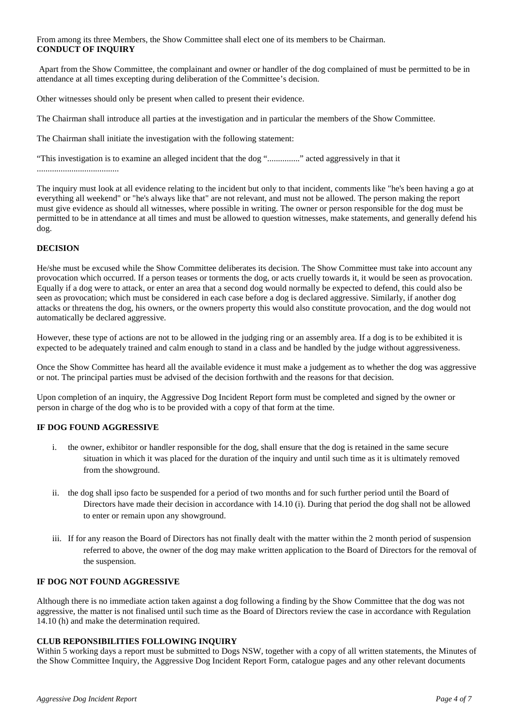From among its three Members, the Show Committee shall elect one of its members to be Chairman.

**CONDUCT OF INQUIRY**

Apart from the Show Committee, the complainant and owner or handler of the dog complained of must be permitted to be in attendance at all times excepting during deliberation of the Committee's decision.

Other witnesses should only be present when called to present their evidence.

The Chairman shall introduce all parties at the investigation and in particular the members of the Show Committee.

The Chairman shall initiate the investigation with the following statement:

"This investigation is to examine an alleged incident that the dog "..............." acted aggressively in that it ......................................

The inquiry must look at all evidence relating to the incident but only to that incident, comments like "he's been having a go at everything all weekend" or "he's always like that" are not relevant, and must not be allowed. The person making the report must give evidence as should all witnesses, where possible in writing. The owner or person responsible for the dog must be permitted to be in attendance at all times and must be allowed to question witnesses, make statements, and generally defend his dog.

**DECISION**

He/she must be excused while the Show Committee deliberates its decision. The Show Committee must take into account any provocation which occurred. If a person teases or torments the dog, or acts cruelly towards it, it would be seen as provocation. Equally if a dog were to attack, or enter an area that a second dog would normally be expected to defend, this could also be seen as provocation; which must be considered in each case before a dog is declared aggressive. Similarly, if another dog attacks or threatens the dog, his owners, or the owners property this would also constitute provocation, and the dog would not automatically be declared aggressive.

However, these type of actions are not to be allowed in the judging ring or an assembly area. If a dog is to be exhibited it is expected to be adequately trained and calm enough to stand in a class and be handled by the judge without aggressiveness.

Once the Show Committee has heard all the available evidence it must make a judgement as to whether the dog was aggressive or not. The principal parties must be advised of the decision forthwith and the reasons for that decision.

Upon completion of an inquiry, the Aggressive Dog Incident Report form must be completed and signed by the owner or person in charge of the dog who is to be provided with a copy of that form at the time.

**IF DOG FOUND AGGRESSIVE**

i. the owner, exhibitor or handler responsible for the dog, shall ensure that the dog is retained in the same secure situation in which it was placed for the duration of the inquiry and until such time as it is ultimately removed from the showground.

ii. the dog shall ipso facto be suspended for a period of two months and for such further period until the Board of Directors have made their decision in accordance with 14.10 (i). During that period the dog shall not be allowed to enter or remain upon any showground.

iii. If for any reason the Board of Directors has not finally dealt with the matter within the 2 month period of suspension referred to above, the owner of the dog may make written application to the Board of Directors for the removal of the suspension.

**IF DOG NOT FOUND AGGRESSIVE**

Although there is no immediate action taken against a dog following a finding by the Show Committee that the dog was not aggressive, the matter is not finalised until such time as the Board of Directors review the case in accordance with Regulation 14.10 (h) and make the determination required.

**CLUB REPONSIBILITIES FOLLOWING INQUIRY**

Within 5 working days a report must be submitted to Dogs NSW, together with a copy of all written statements, the Minutes of the Show Committee Inquiry, the Aggressive Dog Incident Report Form, catalogue pages and any other relevant documents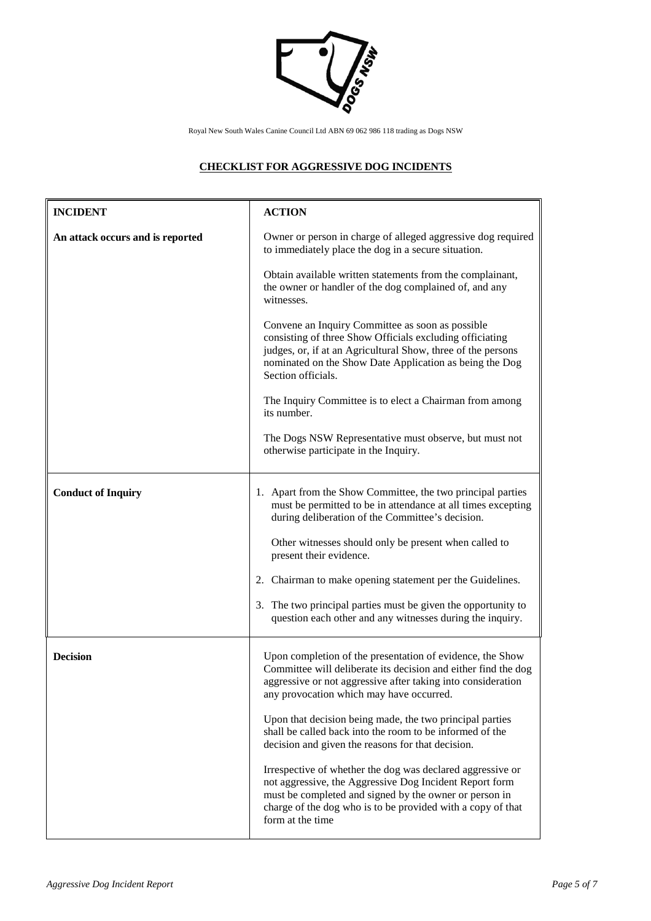Royal New South Wales Canine Council Ltd ABN 69 062 986 118 trading as Dogs NSW

## CHECKLIST FOR AGGRESSIVE DOG INCIDENTS

| INCIDENT | ACTION |
|---|---|
| **An attack occurs and is reported** | Owner or person in charge of alleged aggressive dog required to immediately place the dog in a secure situation.<br><br>Obtain available written statements from the complainant, the owner or handler of the dog complained of, and any witnesses.<br><br>Convene an Inquiry Committee as soon as possible consisting of three Show Officials excluding officiating judges, or, if at an Agricultural Show, three of the persons nominated on the Show Date Application as being the Dog Section officials.<br><br>The Inquiry Committee is to elect a Chairman from among its number.<br><br>The Dogs NSW Representative must observe, but must not otherwise participate in the Inquiry. |
| **Conduct of Inquiry** | 1. Apart from the Show Committee, the two principal parties must be permitted to be in attendance at all times excepting during deliberation of the Committee's decision.<br><br>Other witnesses should only be present when called to present their evidence.<br><br>2. Chairman to make opening statement per the Guidelines.<br><br>3. The two principal parties must be given the opportunity to question each other and any witnesses during the inquiry. |
| **Decision** | Upon completion of the presentation of evidence, the Show Committee will deliberate its decision and either find the dog aggressive or not aggressive after taking into consideration any provocation which may have occurred.<br><br>Upon that decision being made, the two principal parties shall be called back into the room to be informed of the decision and given the reasons for that decision.<br><br>Irrespective of whether the dog was declared aggressive or not aggressive, the Aggressive Dog Incident Report form must be completed and signed by the owner or person in charge of the dog who is to be provided with a copy of that form at the time |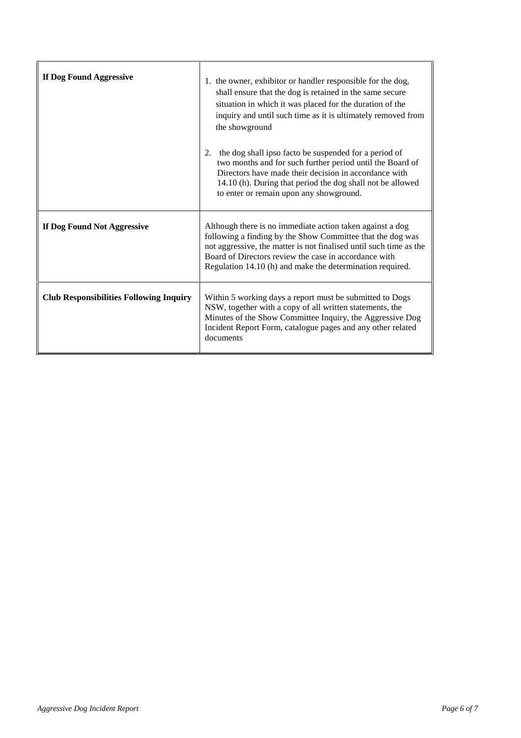| | |
|---|---|
| **If Dog Found Aggressive** | 1. the owner, exhibitor or handler responsible for the dog, shall ensure that the dog is retained in the same secure situation in which it was placed for the duration of the inquiry and until such time as it is ultimately removed from the showground<br><br>2. the dog shall ipso facto be suspended for a period of two months and for such further period until the Board of Directors have made their decision in accordance with 14.10 (h). During that period the dog shall not be allowed to enter or remain upon any showground. |
| **If Dog Found Not Aggressive** | Although there is no immediate action taken against a dog following a finding by the Show Committee that the dog was not aggressive, the matter is not finalised until such time as the Board of Directors review the case in accordance with Regulation 14.10 (h) and make the determination required. |
| **Club Responsibilities Following Inquiry** | Within 5 working days a report must be submitted to Dogs NSW, together with a copy of all written statements, the Minutes of the Show Committee Inquiry, the Aggressive Dog Incident Report Form, catalogue pages and any other related documents |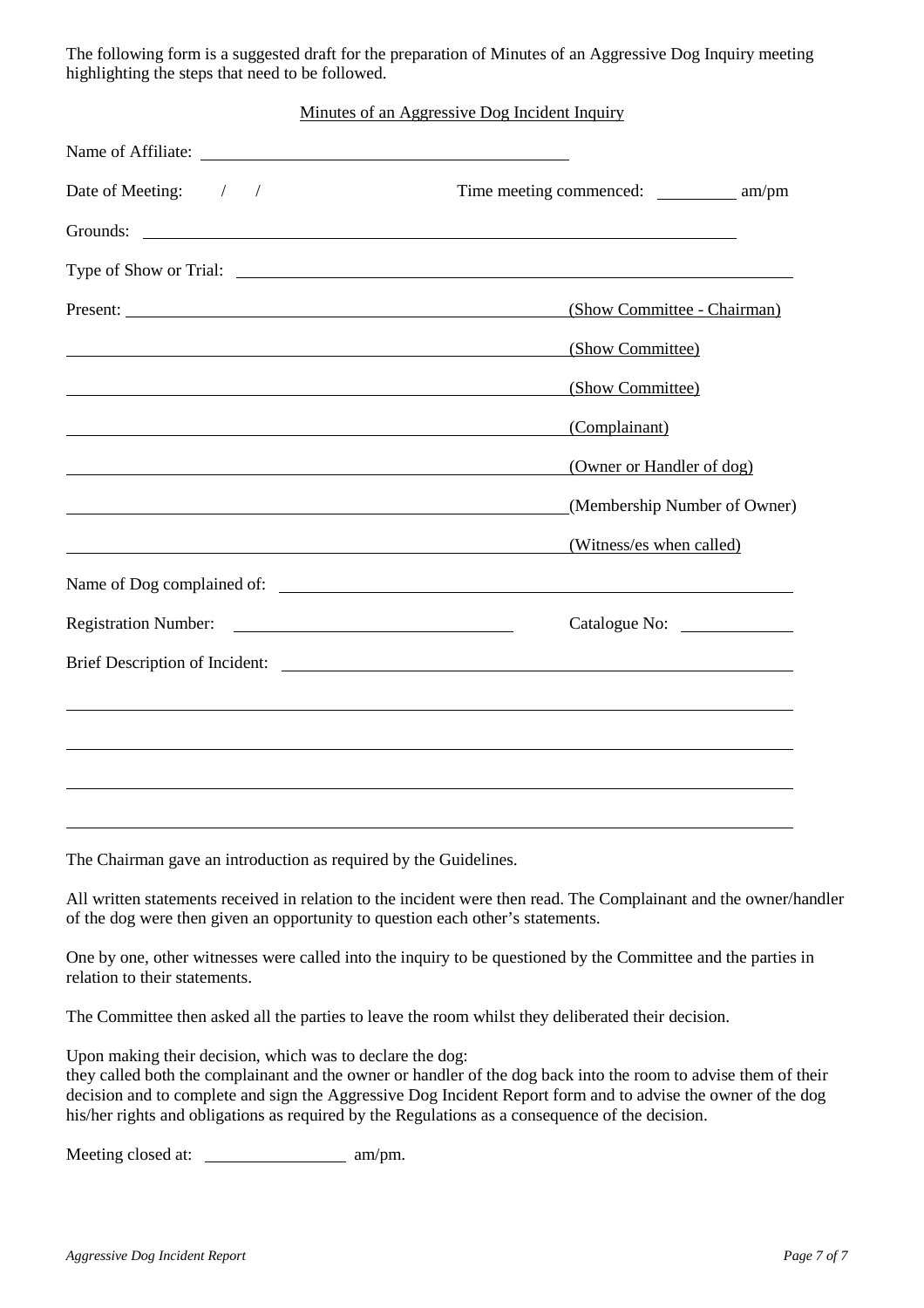The following form is a suggested draft for the preparation of Minutes of an Aggressive Dog Inquiry meeting highlighting the steps that need to be followed.

Minutes of an Aggressive Dog Incident Inquiry

Name of Affiliate: ______________________________

Date of Meeting: &nbsp;&nbsp; / &nbsp;&nbsp; / &nbsp;&nbsp;&nbsp;&nbsp;&nbsp;&nbsp;&nbsp;&nbsp; Time meeting commenced: __________ am/pm

Grounds: ______________________________

Type of Show or Trial: ______________________________

Present: ______________________________ (Show Committee - Chairman)

______________________________ (Show Committee)

______________________________ (Show Committee)

______________________________ (Complainant)

______________________________ (Owner or Handler of dog)

______________________________ (Membership Number of Owner)

______________________________ (Witness/es when called)

Name of Dog complained of: ______________________________

Registration Number: ____________________ &nbsp;&nbsp;&nbsp;&nbsp; Catalogue No: __________

Brief Description of Incident: ______________________________

______________________________

______________________________

______________________________

______________________________

The Chairman gave an introduction as required by the Guidelines.

All written statements received in relation to the incident were then read. The Complainant and the owner/handler of the dog were then given an opportunity to question each other's statements.

One by one, other witnesses were called into the inquiry to be questioned by the Committee and the parties in relation to their statements.

The Committee then asked all the parties to leave the room whilst they deliberated their decision.

Upon making their decision, which was to declare the dog:
they called both the complainant and the owner or handler of the dog back into the room to advise them of their decision and to complete and sign the Aggressive Dog Incident Report form and to advise the owner of the dog his/her rights and obligations as required by the Regulations as a consequence of the decision.

Meeting closed at: ______________ am/pm.